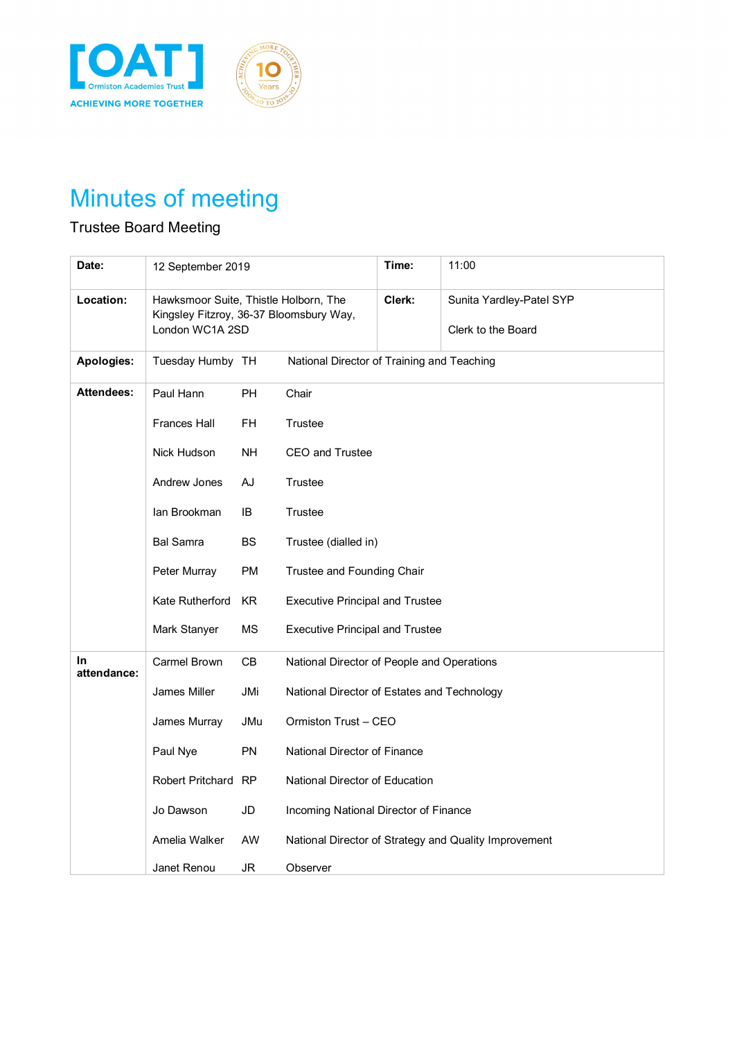# Minutes of meeting

Trustee Board Meeting

| | | | |
|---|---|---|---|
| **Date:** | 12 September 2019 | **Time:** | 11:00 |
| **Location:** | Hawksmoor Suite, Thistle Holborn, The Kingsley Fitzroy, 36-37 Bloomsbury Way, London WC1A 2SD | **Clerk:** | Sunita Yardley-Patel SYP<br><br>Clerk to the Board |

| | | | |
|---|---|---|---|
| **Apologies:** | Tuesday Humby | TH | National Director of Training and Teaching |
| **Attendees:** | Paul Hann | PH | Chair |
| | Frances Hall | FH | Trustee |
| | Nick Hudson | NH | CEO and Trustee |
| | Andrew Jones | AJ | Trustee |
| | Ian Brookman | IB | Trustee |
| | Bal Samra | BS | Trustee (dialled in) |
| | Peter Murray | PM | Trustee and Founding Chair |
| | Kate Rutherford | KR | Executive Principal and Trustee |
| | Mark Stanyer | MS | Executive Principal and Trustee |
| **In attendance:** | Carmel Brown | CB | National Director of People and Operations |
| | James Miller | JMi | National Director of Estates and Technology |
| | James Murray | JMu | Ormiston Trust – CEO |
| | Paul Nye | PN | National Director of Finance |
| | Robert Pritchard | RP | National Director of Education |
| | Jo Dawson | JD | Incoming National Director of Finance |
| | Amelia Walker | AW | National Director of Strategy and Quality Improvement |
| | Janet Renou | JR | Observer |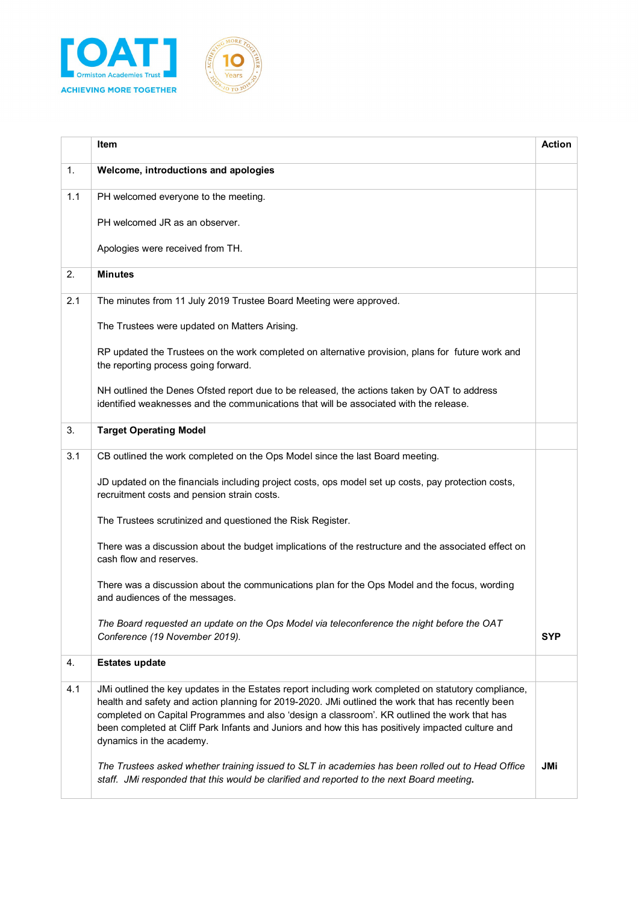| | Item | Action |
|---|---|---|
| 1. | **Welcome, introductions and apologies** | |
| 1.1 | PH welcomed everyone to the meeting.<br><br>PH welcomed JR as an observer.<br><br>Apologies were received from TH. | |
| 2. | **Minutes** | |
| 2.1 | The minutes from 11 July 2019 Trustee Board Meeting were approved.<br><br>The Trustees were updated on Matters Arising.<br><br>RP updated the Trustees on the work completed on alternative provision, plans for future work and the reporting process going forward.<br><br>NH outlined the Denes Ofsted report due to be released, the actions taken by OAT to address identified weaknesses and the communications that will be associated with the release. | |
| 3. | **Target Operating Model** | |
| 3.1 | CB outlined the work completed on the Ops Model since the last Board meeting.<br><br>JD updated on the financials including project costs, ops model set up costs, pay protection costs, recruitment costs and pension strain costs.<br><br>The Trustees scrutinized and questioned the Risk Register.<br><br>There was a discussion about the budget implications of the restructure and the associated effect on cash flow and reserves.<br><br>There was a discussion about the communications plan for the Ops Model and the focus, wording and audiences of the messages.<br><br>*The Board requested an update on the Ops Model via teleconference the night before the OAT Conference (19 November 2019).* | **SYP** |
| 4. | **Estates update** | |
| 4.1 | JMi outlined the key updates in the Estates report including work completed on statutory compliance, health and safety and action planning for 2019-2020. JMi outlined the work that has recently been completed on Capital Programmes and also 'design a classroom'. KR outlined the work that has been completed at Cliff Park Infants and Juniors and how this has positively impacted culture and dynamics in the academy.<br><br>*The Trustees asked whether training issued to SLT in academies has been rolled out to Head Office staff. JMi responded that this would be clarified and reported to the next Board meeting.* | **JMi** |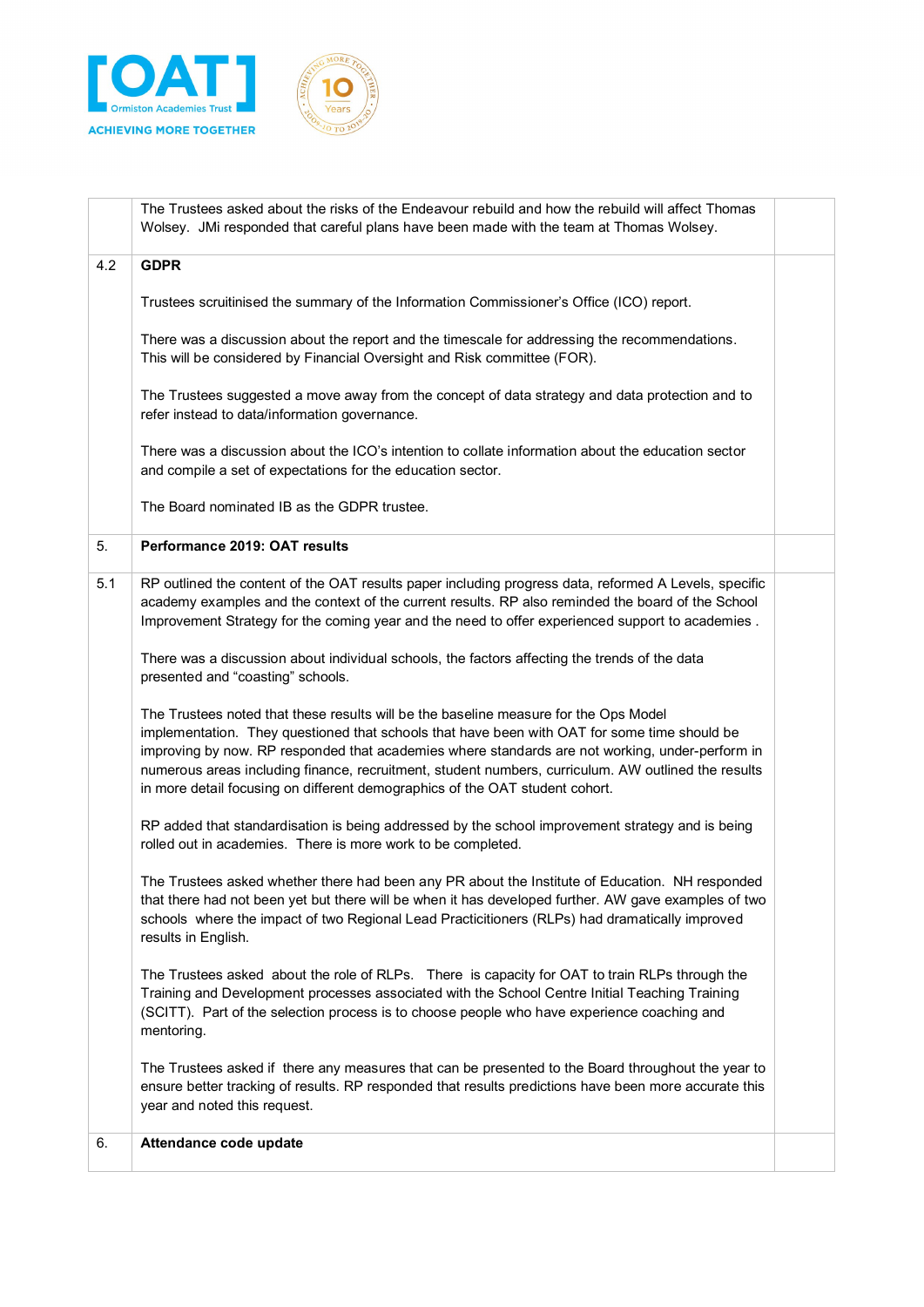| | | |
|---|---|---|
| | The Trustees asked about the risks of the Endeavour rebuild and how the rebuild will affect Thomas Wolsey. JMi responded that careful plans have been made with the team at Thomas Wolsey. | |
| 4.2 | **GDPR**<br><br>Trustees scruitinised the summary of the Information Commissioner's Office (ICO) report.<br><br>There was a discussion about the report and the timescale for addressing the recommendations. This will be considered by Financial Oversight and Risk committee (FOR).<br><br>The Trustees suggested a move away from the concept of data strategy and data protection and to refer instead to data/information governance.<br><br>There was a discussion about the ICO's intention to collate information about the education sector and compile a set of expectations for the education sector.<br><br>The Board nominated IB as the GDPR trustee. | |
| 5. | **Performance 2019: OAT results** | |
| 5.1 | RP outlined the content of the OAT results paper including progress data, reformed A Levels, specific academy examples and the context of the current results. RP also reminded the board of the School Improvement Strategy for the coming year and the need to offer experienced support to academies .<br><br>There was a discussion about individual schools, the factors affecting the trends of the data presented and "coasting" schools.<br><br>The Trustees noted that these results will be the baseline measure for the Ops Model implementation. They questioned that schools that have been with OAT for some time should be improving by now. RP responded that academies where standards are not working, under-perform in numerous areas including finance, recruitment, student numbers, curriculum. AW outlined the results in more detail focusing on different demographics of the OAT student cohort.<br><br>RP added that standardisation is being addressed by the school improvement strategy and is being rolled out in academies. There is more work to be completed.<br><br>The Trustees asked whether there had been any PR about the Institute of Education. NH responded that there had not been yet but there will be when it has developed further. AW gave examples of two schools where the impact of two Regional Lead Practicitioners (RLPs) had dramatically improved results in English.<br><br>The Trustees asked about the role of RLPs. There is capacity for OAT to train RLPs through the Training and Development processes associated with the School Centre Initial Teaching Training (SCITT). Part of the selection process is to choose people who have experience coaching and mentoring.<br><br>The Trustees asked if there any measures that can be presented to the Board throughout the year to ensure better tracking of results. RP responded that results predictions have been more accurate this year and noted this request. | |
| 6. | **Attendance code update** | |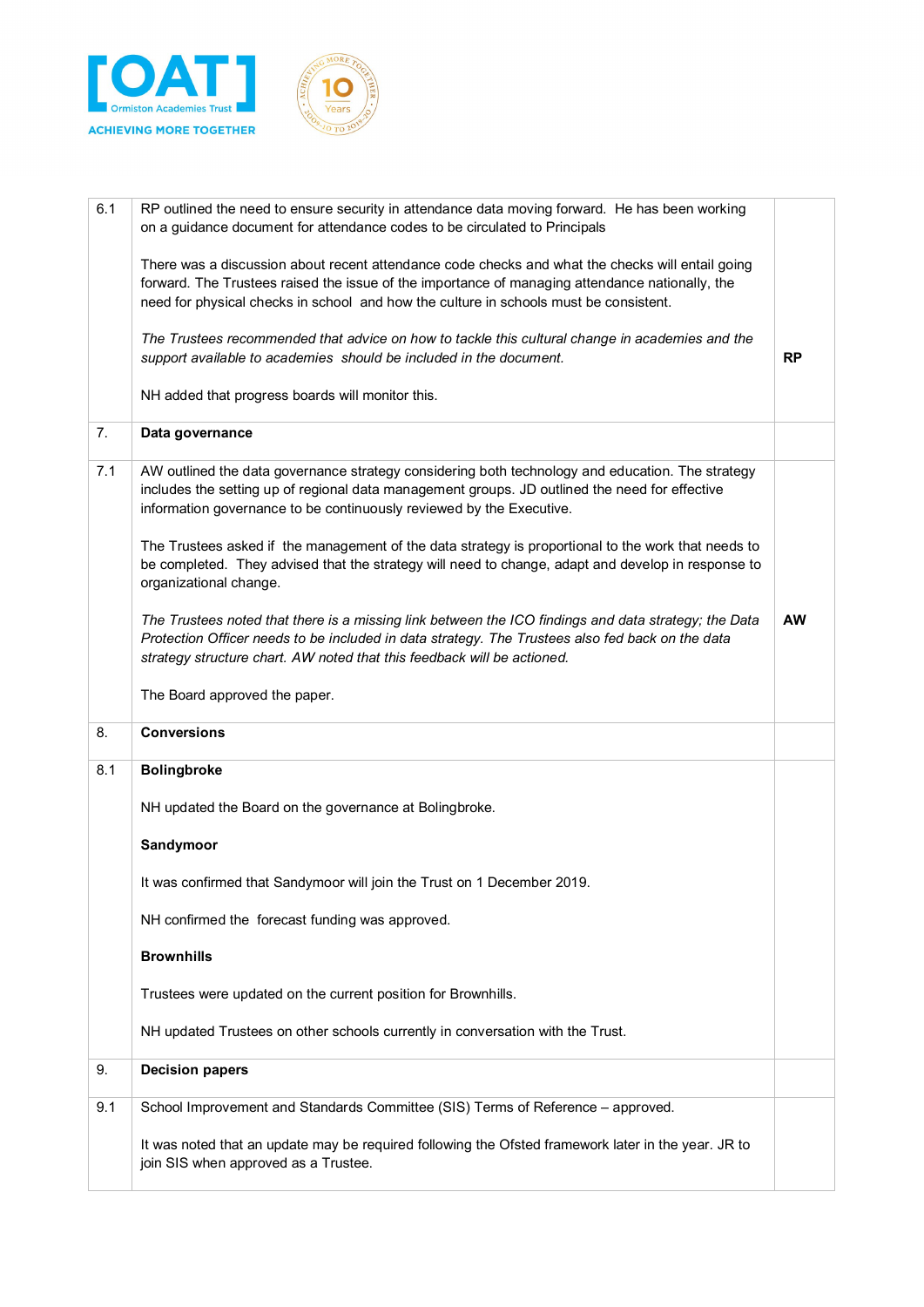| | | |
|---|---|---|
| 6.1 | RP outlined the need to ensure security in attendance data moving forward. He has been working on a guidance document for attendance codes to be circulated to Principals<br><br>There was a discussion about recent attendance code checks and what the checks will entail going forward. The Trustees raised the issue of the importance of managing attendance nationally, the need for physical checks in school and how the culture in schools must be consistent.<br><br>*The Trustees recommended that advice on how to tackle this cultural change in academies and the support available to academies should be included in the document.*<br><br>NH added that progress boards will monitor this. | **RP** |
| 7. | **Data governance** | |
| 7.1 | AW outlined the data governance strategy considering both technology and education. The strategy includes the setting up of regional data management groups. JD outlined the need for effective information governance to be continuously reviewed by the Executive.<br><br>The Trustees asked if the management of the data strategy is proportional to the work that needs to be completed. They advised that the strategy will need to change, adapt and develop in response to organizational change.<br><br>*The Trustees noted that there is a missing link between the ICO findings and data strategy; the Data Protection Officer needs to be included in data strategy. The Trustees also fed back on the data strategy structure chart. AW noted that this feedback will be actioned.*<br><br>The Board approved the paper. | **AW** |
| 8. | **Conversions** | |
| 8.1 | **Bolingbroke**<br><br>NH updated the Board on the governance at Bolingbroke.<br><br>**Sandymoor**<br><br>It was confirmed that Sandymoor will join the Trust on 1 December 2019.<br><br>NH confirmed the forecast funding was approved.<br><br>**Brownhills**<br><br>Trustees were updated on the current position for Brownhills.<br><br>NH updated Trustees on other schools currently in conversation with the Trust. | |
| 9. | **Decision papers** | |
| 9.1 | School Improvement and Standards Committee (SIS) Terms of Reference – approved.<br><br>It was noted that an update may be required following the Ofsted framework later in the year. JR to join SIS when approved as a Trustee. | |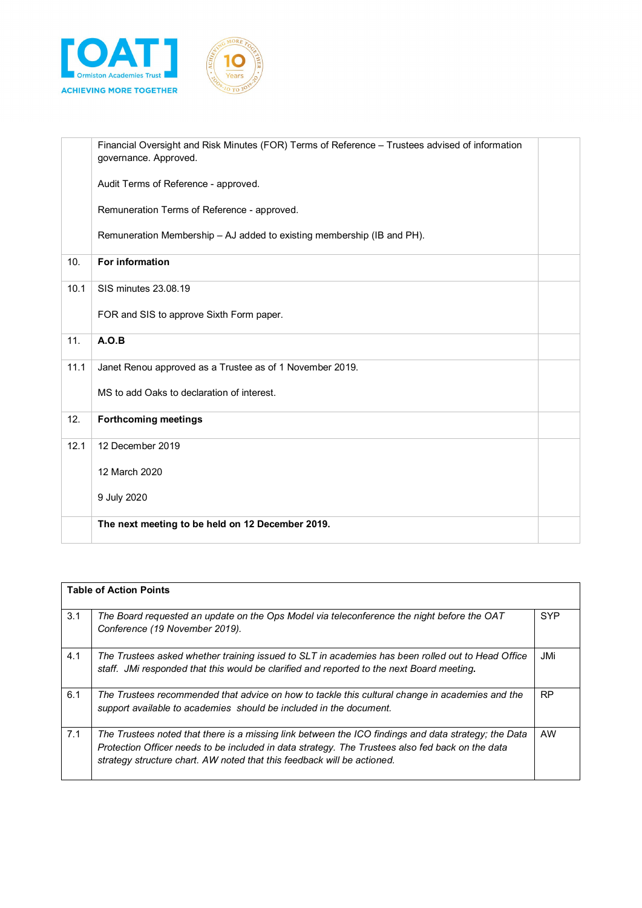| | | |
|---|---|---|
| | Financial Oversight and Risk Minutes (FOR) Terms of Reference – Trustees advised of information governance. Approved.<br><br>Audit Terms of Reference - approved.<br><br>Remuneration Terms of Reference - approved.<br><br>Remuneration Membership – AJ added to existing membership (IB and PH). | |
| 10. | **For information** | |
| 10.1 | SIS minutes 23.08.19<br><br>FOR and SIS to approve Sixth Form paper. | |
| 11. | **A.O.B** | |
| 11.1 | Janet Renou approved as a Trustee as of 1 November 2019.<br><br>MS to add Oaks to declaration of interest. | |
| 12. | **Forthcoming meetings** | |
| 12.1 | 12 December 2019<br><br>12 March 2020<br><br>9 July 2020 | |
| | **The next meeting to be held on 12 December 2019.** | |

| **Table of Action Points** | | |
|---|---|---|
| 3.1 | *The Board requested an update on the Ops Model via teleconference the night before the OAT Conference (19 November 2019).* | SYP |
| 4.1 | *The Trustees asked whether training issued to SLT in academies has been rolled out to Head Office staff. JMi responded that this would be clarified and reported to the next Board meeting.* | JMi |
| 6.1 | *The Trustees recommended that advice on how to tackle this cultural change in academies and the support available to academies should be included in the document.* | RP |
| 7.1 | *The Trustees noted that there is a missing link between the ICO findings and data strategy; the Data Protection Officer needs to be included in data strategy. The Trustees also fed back on the data strategy structure chart. AW noted that this feedback will be actioned.* | AW |